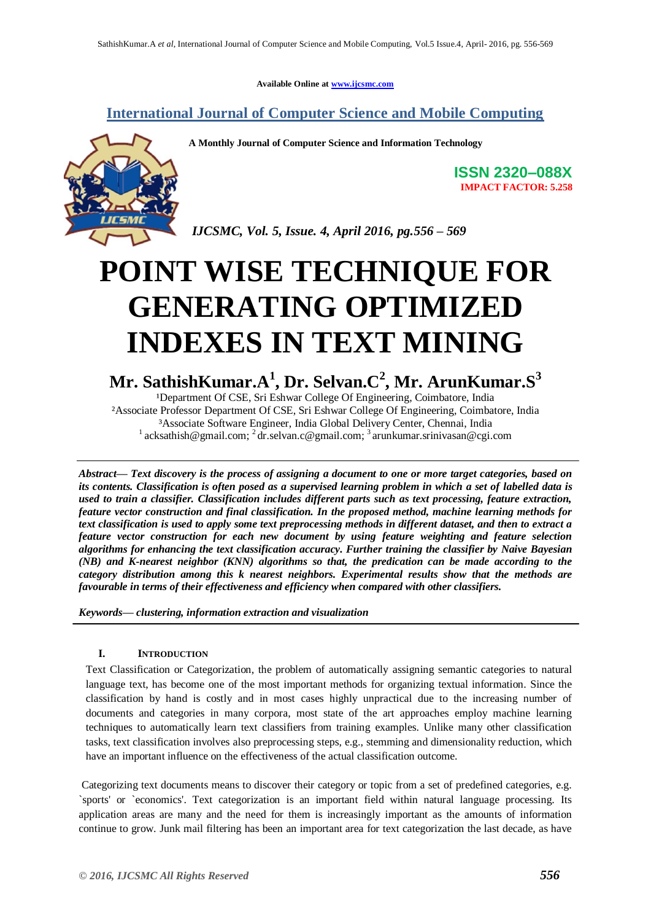Available Online at www.ijcsmc.com

## International Journal of Computer Science and Mobile Computing

**A Monthly Journal of Computer Science and Information Technology**

**ISSN 2320–088X**
**IMPACT FACTOR: 5.258**

*IJCSMC, Vol. 5, Issue. 4, April 2016, pg.556 – 569*

# POINT WISE TECHNIQUE FOR GENERATING OPTIMIZED INDEXES IN TEXT MINING

**Mr. SathishKumar.A[1], Dr. Selvan.C[2], Mr. ArunKumar.S[3]**

[1]Department Of CSE, Sri Eshwar College Of Engineering, Coimbatore, India
[2]Associate Professor Department Of CSE, Sri Eshwar College Of Engineering, Coimbatore, India
[3]Associate Software Engineer, India Global Delivery Center, Chennai, India
[1] acksathish@gmail.com; [2] dr.selvan.c@gmail.com; [3] arunkumar.srinivasan@cgi.com

***Abstract— Text discovery is the process of assigning a document to one or more target categories, based on its contents. Classification is often posed as a supervised learning problem in which a set of labelled data is used to train a classifier. Classification includes different parts such as text processing, feature extraction, feature vector construction and final classification. In the proposed method, machine learning methods for text classification is used to apply some text preprocessing methods in different dataset, and then to extract a feature vector construction for each new document by using feature weighting and feature selection algorithms for enhancing the text classification accuracy. Further training the classifier by Naive Bayesian (NB) and K-nearest neighbor (KNN) algorithms so that, the predication can be made according to the category distribution among this k nearest neighbors. Experimental results show that the methods are favourable in terms of their effectiveness and efficiency when compared with other classifiers.***

***Keywords— clustering, information extraction and visualization***

## I. INTRODUCTION

Text Classification or Categorization, the problem of automatically assigning semantic categories to natural language text, has become one of the most important methods for organizing textual information. Since the classification by hand is costly and in most cases highly unpractical due to the increasing number of documents and categories in many corpora, most state of the art approaches employ machine learning techniques to automatically learn text classifiers from training examples. Unlike many other classification tasks, text classification involves also preprocessing steps, e.g., stemming and dimensionality reduction, which have an important influence on the effectiveness of the actual classification outcome.

Categorizing text documents means to discover their category or topic from a set of predefined categories, e.g. `sports' or `economics'. Text categorization is an important field within natural language processing. Its application areas are many and the need for them is increasingly important as the amounts of information continue to grow. Junk mail filtering has been an important area for text categorization the last decade, as have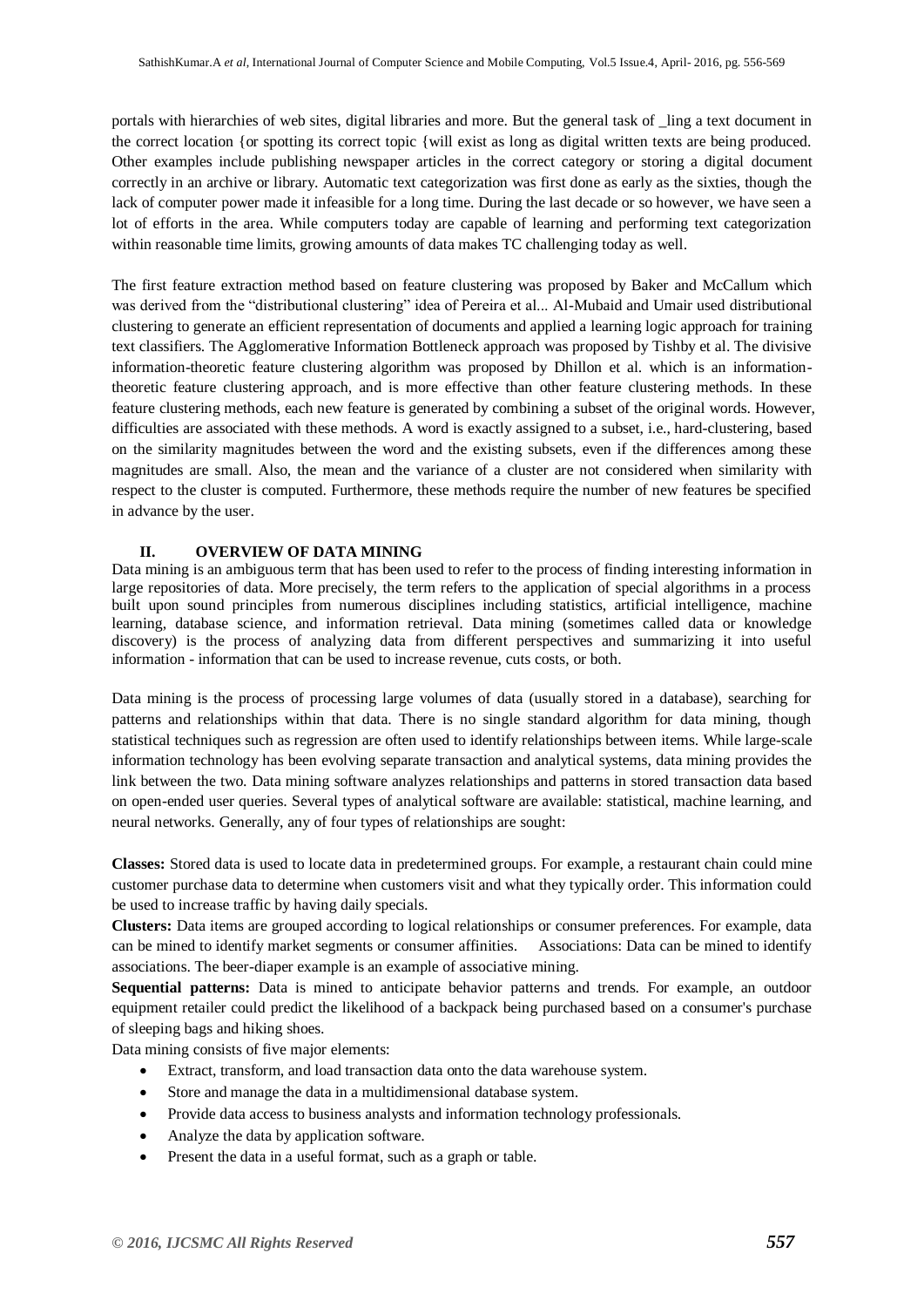portals with hierarchies of web sites, digital libraries and more. But the general task of _ling a text document in the correct location {or spotting its correct topic {will exist as long as digital written texts are being produced. Other examples include publishing newspaper articles in the correct category or storing a digital document correctly in an archive or library. Automatic text categorization was first done as early as the sixties, though the lack of computer power made it infeasible for a long time. During the last decade or so however, we have seen a lot of efforts in the area. While computers today are capable of learning and performing text categorization within reasonable time limits, growing amounts of data makes TC challenging today as well.

The first feature extraction method based on feature clustering was proposed by Baker and McCallum which was derived from the "distributional clustering" idea of Pereira et al... Al-Mubaid and Umair used distributional clustering to generate an efficient representation of documents and applied a learning logic approach for training text classifiers. The Agglomerative Information Bottleneck approach was proposed by Tishby et al. The divisive information-theoretic feature clustering algorithm was proposed by Dhillon et al. which is an information-theoretic feature clustering approach, and is more effective than other feature clustering methods. In these feature clustering methods, each new feature is generated by combining a subset of the original words. However, difficulties are associated with these methods. A word is exactly assigned to a subset, i.e., hard-clustering, based on the similarity magnitudes between the word and the existing subsets, even if the differences among these magnitudes are small. Also, the mean and the variance of a cluster are not considered when similarity with respect to the cluster is computed. Furthermore, these methods require the number of new features be specified in advance by the user.

## II. OVERVIEW OF DATA MINING

Data mining is an ambiguous term that has been used to refer to the process of finding interesting information in large repositories of data. More precisely, the term refers to the application of special algorithms in a process built upon sound principles from numerous disciplines including statistics, artificial intelligence, machine learning, database science, and information retrieval. Data mining (sometimes called data or knowledge discovery) is the process of analyzing data from different perspectives and summarizing it into useful information - information that can be used to increase revenue, cuts costs, or both.

Data mining is the process of processing large volumes of data (usually stored in a database), searching for patterns and relationships within that data. There is no single standard algorithm for data mining, though statistical techniques such as regression are often used to identify relationships between items. While large-scale information technology has been evolving separate transaction and analytical systems, data mining provides the link between the two. Data mining software analyzes relationships and patterns in stored transaction data based on open-ended user queries. Several types of analytical software are available: statistical, machine learning, and neural networks. Generally, any of four types of relationships are sought:

**Classes:** Stored data is used to locate data in predetermined groups. For example, a restaurant chain could mine customer purchase data to determine when customers visit and what they typically order. This information could be used to increase traffic by having daily specials.

**Clusters:** Data items are grouped according to logical relationships or consumer preferences. For example, data can be mined to identify market segments or consumer affinities. Associations: Data can be mined to identify associations. The beer-diaper example is an example of associative mining.

**Sequential patterns:** Data is mined to anticipate behavior patterns and trends. For example, an outdoor equipment retailer could predict the likelihood of a backpack being purchased based on a consumer's purchase of sleeping bags and hiking shoes.

Data mining consists of five major elements:

- Extract, transform, and load transaction data onto the data warehouse system.
- Store and manage the data in a multidimensional database system.
- Provide data access to business analysts and information technology professionals.
- Analyze the data by application software.
- Present the data in a useful format, such as a graph or table.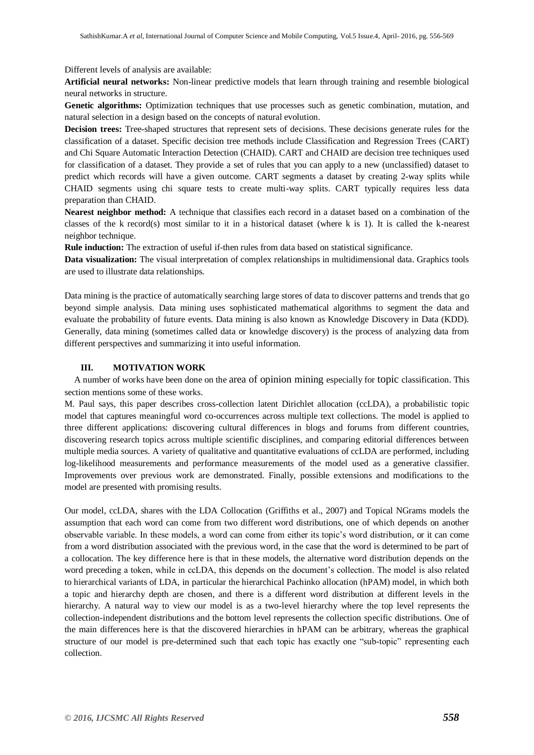Different levels of analysis are available:

**Artificial neural networks:** Non-linear predictive models that learn through training and resemble biological neural networks in structure.

**Genetic algorithms:** Optimization techniques that use processes such as genetic combination, mutation, and natural selection in a design based on the concepts of natural evolution.

**Decision trees:** Tree-shaped structures that represent sets of decisions. These decisions generate rules for the classification of a dataset. Specific decision tree methods include Classification and Regression Trees (CART) and Chi Square Automatic Interaction Detection (CHAID). CART and CHAID are decision tree techniques used for classification of a dataset. They provide a set of rules that you can apply to a new (unclassified) dataset to predict which records will have a given outcome. CART segments a dataset by creating 2-way splits while CHAID segments using chi square tests to create multi-way splits. CART typically requires less data preparation than CHAID.

**Nearest neighbor method:** A technique that classifies each record in a dataset based on a combination of the classes of the k record(s) most similar to it in a historical dataset (where k is 1). It is called the k-nearest neighbor technique.

**Rule induction:** The extraction of useful if-then rules from data based on statistical significance.

**Data visualization:** The visual interpretation of complex relationships in multidimensional data. Graphics tools are used to illustrate data relationships.

Data mining is the practice of automatically searching large stores of data to discover patterns and trends that go beyond simple analysis. Data mining uses sophisticated mathematical algorithms to segment the data and evaluate the probability of future events. Data mining is also known as Knowledge Discovery in Data (KDD). Generally, data mining (sometimes called data or knowledge discovery) is the process of analyzing data from different perspectives and summarizing it into useful information.

## III. MOTIVATION WORK

A number of works have been done on the area of opinion mining especially for topic classification. This section mentions some of these works.

M. Paul says, this paper describes cross-collection latent Dirichlet allocation (ccLDA), a probabilistic topic model that captures meaningful word co-occurrences across multiple text collections. The model is applied to three different applications: discovering cultural differences in blogs and forums from different countries, discovering research topics across multiple scientific disciplines, and comparing editorial differences between multiple media sources. A variety of qualitative and quantitative evaluations of ccLDA are performed, including log-likelihood measurements and performance measurements of the model used as a generative classifier. Improvements over previous work are demonstrated. Finally, possible extensions and modifications to the model are presented with promising results.

Our model, ccLDA, shares with the LDA Collocation (Griffiths et al., 2007) and Topical NGrams models the assumption that each word can come from two different word distributions, one of which depends on another observable variable. In these models, a word can come from either its topic's word distribution, or it can come from a word distribution associated with the previous word, in the case that the word is determined to be part of a collocation. The key difference here is that in these models, the alternative word distribution depends on the word preceding a token, while in ccLDA, this depends on the document's collection. The model is also related to hierarchical variants of LDA, in particular the hierarchical Pachinko allocation (hPAM) model, in which both a topic and hierarchy depth are chosen, and there is a different word distribution at different levels in the hierarchy. A natural way to view our model is as a two-level hierarchy where the top level represents the collection-independent distributions and the bottom level represents the collection specific distributions. One of the main differences here is that the discovered hierarchies in hPAM can be arbitrary, whereas the graphical structure of our model is pre-determined such that each topic has exactly one "sub-topic" representing each collection.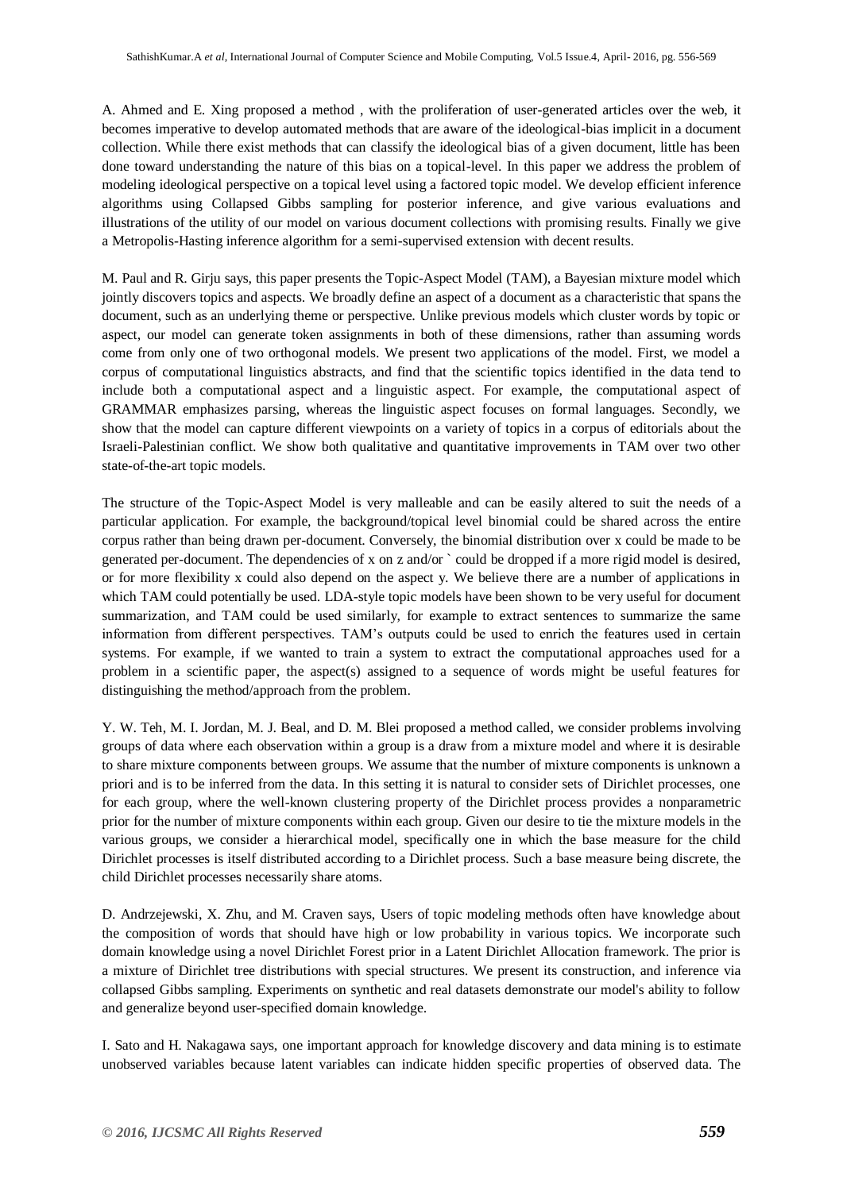A. Ahmed and E. Xing proposed a method , with the proliferation of user-generated articles over the web, it becomes imperative to develop automated methods that are aware of the ideological-bias implicit in a document collection. While there exist methods that can classify the ideological bias of a given document, little has been done toward understanding the nature of this bias on a topical-level. In this paper we address the problem of modeling ideological perspective on a topical level using a factored topic model. We develop efficient inference algorithms using Collapsed Gibbs sampling for posterior inference, and give various evaluations and illustrations of the utility of our model on various document collections with promising results. Finally we give a Metropolis-Hasting inference algorithm for a semi-supervised extension with decent results.

M. Paul and R. Girju says, this paper presents the Topic-Aspect Model (TAM), a Bayesian mixture model which jointly discovers topics and aspects. We broadly define an aspect of a document as a characteristic that spans the document, such as an underlying theme or perspective. Unlike previous models which cluster words by topic or aspect, our model can generate token assignments in both of these dimensions, rather than assuming words come from only one of two orthogonal models. We present two applications of the model. First, we model a corpus of computational linguistics abstracts, and find that the scientific topics identified in the data tend to include both a computational aspect and a linguistic aspect. For example, the computational aspect of GRAMMAR emphasizes parsing, whereas the linguistic aspect focuses on formal languages. Secondly, we show that the model can capture different viewpoints on a variety of topics in a corpus of editorials about the Israeli-Palestinian conflict. We show both qualitative and quantitative improvements in TAM over two other state-of-the-art topic models.

The structure of the Topic-Aspect Model is very malleable and can be easily altered to suit the needs of a particular application. For example, the background/topical level binomial could be shared across the entire corpus rather than being drawn per-document. Conversely, the binomial distribution over x could be made to be generated per-document. The dependencies of x on z and/or ` could be dropped if a more rigid model is desired, or for more flexibility x could also depend on the aspect y. We believe there are a number of applications in which TAM could potentially be used. LDA-style topic models have been shown to be very useful for document summarization, and TAM could be used similarly, for example to extract sentences to summarize the same information from different perspectives. TAM's outputs could be used to enrich the features used in certain systems. For example, if we wanted to train a system to extract the computational approaches used for a problem in a scientific paper, the aspect(s) assigned to a sequence of words might be useful features for distinguishing the method/approach from the problem.

Y. W. Teh, M. I. Jordan, M. J. Beal, and D. M. Blei proposed a method called, we consider problems involving groups of data where each observation within a group is a draw from a mixture model and where it is desirable to share mixture components between groups. We assume that the number of mixture components is unknown a priori and is to be inferred from the data. In this setting it is natural to consider sets of Dirichlet processes, one for each group, where the well-known clustering property of the Dirichlet process provides a nonparametric prior for the number of mixture components within each group. Given our desire to tie the mixture models in the various groups, we consider a hierarchical model, specifically one in which the base measure for the child Dirichlet processes is itself distributed according to a Dirichlet process. Such a base measure being discrete, the child Dirichlet processes necessarily share atoms.

D. Andrzejewski, X. Zhu, and M. Craven says, Users of topic modeling methods often have knowledge about the composition of words that should have high or low probability in various topics. We incorporate such domain knowledge using a novel Dirichlet Forest prior in a Latent Dirichlet Allocation framework. The prior is a mixture of Dirichlet tree distributions with special structures. We present its construction, and inference via collapsed Gibbs sampling. Experiments on synthetic and real datasets demonstrate our model's ability to follow and generalize beyond user-specified domain knowledge.

I. Sato and H. Nakagawa says, one important approach for knowledge discovery and data mining is to estimate unobserved variables because latent variables can indicate hidden specific properties of observed data. The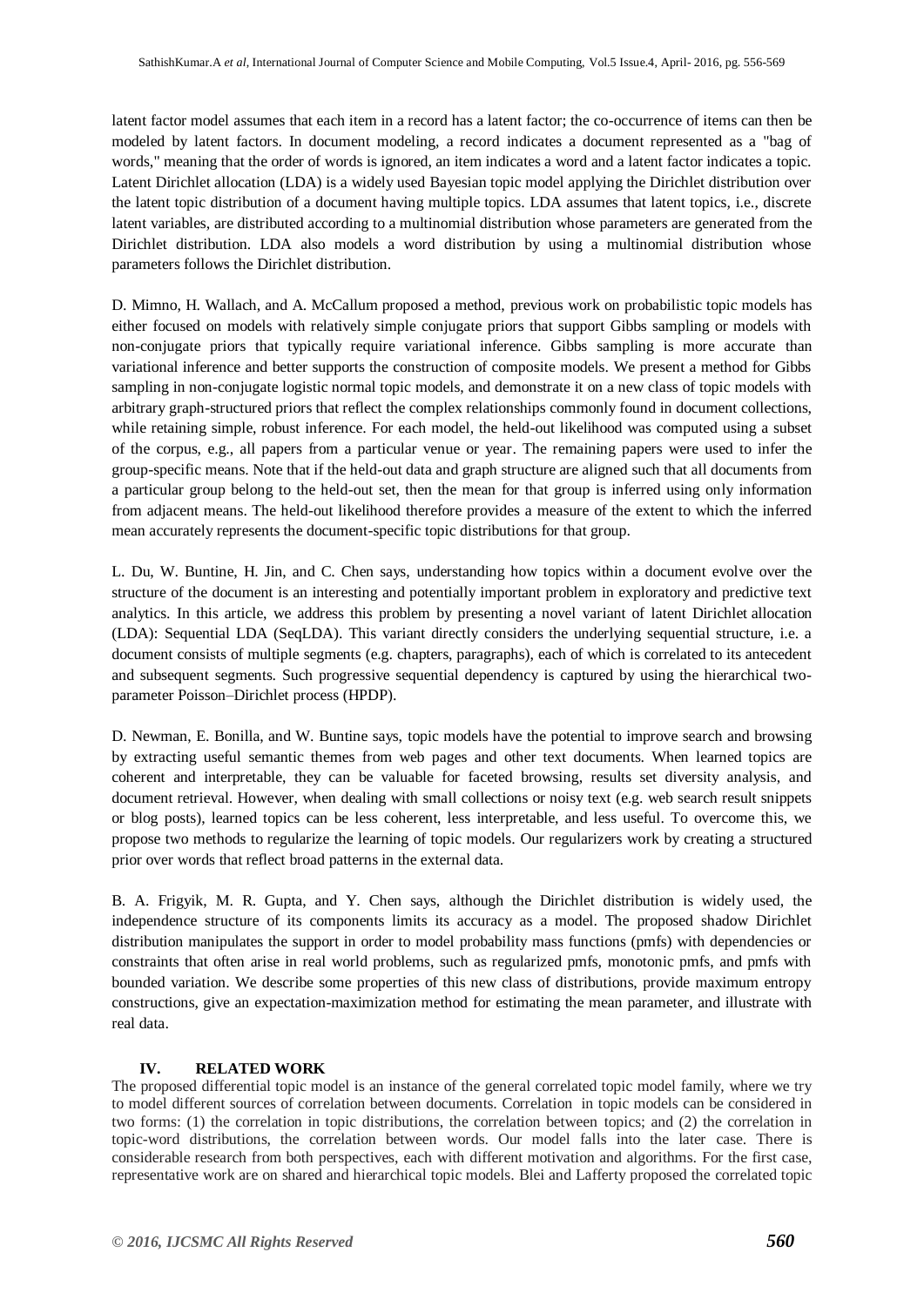latent factor model assumes that each item in a record has a latent factor; the co-occurrence of items can then be modeled by latent factors. In document modeling, a record indicates a document represented as a "bag of words," meaning that the order of words is ignored, an item indicates a word and a latent factor indicates a topic. Latent Dirichlet allocation (LDA) is a widely used Bayesian topic model applying the Dirichlet distribution over the latent topic distribution of a document having multiple topics. LDA assumes that latent topics, i.e., discrete latent variables, are distributed according to a multinomial distribution whose parameters are generated from the Dirichlet distribution. LDA also models a word distribution by using a multinomial distribution whose parameters follows the Dirichlet distribution.

D. Mimno, H. Wallach, and A. McCallum proposed a method, previous work on probabilistic topic models has either focused on models with relatively simple conjugate priors that support Gibbs sampling or models with non-conjugate priors that typically require variational inference. Gibbs sampling is more accurate than variational inference and better supports the construction of composite models. We present a method for Gibbs sampling in non-conjugate logistic normal topic models, and demonstrate it on a new class of topic models with arbitrary graph-structured priors that reflect the complex relationships commonly found in document collections, while retaining simple, robust inference. For each model, the held-out likelihood was computed using a subset of the corpus, e.g., all papers from a particular venue or year. The remaining papers were used to infer the group-specific means. Note that if the held-out data and graph structure are aligned such that all documents from a particular group belong to the held-out set, then the mean for that group is inferred using only information from adjacent means. The held-out likelihood therefore provides a measure of the extent to which the inferred mean accurately represents the document-specific topic distributions for that group.

L. Du, W. Buntine, H. Jin, and C. Chen says, understanding how topics within a document evolve over the structure of the document is an interesting and potentially important problem in exploratory and predictive text analytics. In this article, we address this problem by presenting a novel variant of latent Dirichlet allocation (LDA): Sequential LDA (SeqLDA). This variant directly considers the underlying sequential structure, i.e. a document consists of multiple segments (e.g. chapters, paragraphs), each of which is correlated to its antecedent and subsequent segments. Such progressive sequential dependency is captured by using the hierarchical two-parameter Poisson–Dirichlet process (HPDP).

D. Newman, E. Bonilla, and W. Buntine says, topic models have the potential to improve search and browsing by extracting useful semantic themes from web pages and other text documents. When learned topics are coherent and interpretable, they can be valuable for faceted browsing, results set diversity analysis, and document retrieval. However, when dealing with small collections or noisy text (e.g. web search result snippets or blog posts), learned topics can be less coherent, less interpretable, and less useful. To overcome this, we propose two methods to regularize the learning of topic models. Our regularizers work by creating a structured prior over words that reflect broad patterns in the external data.

B. A. Frigyik, M. R. Gupta, and Y. Chen says, although the Dirichlet distribution is widely used, the independence structure of its components limits its accuracy as a model. The proposed shadow Dirichlet distribution manipulates the support in order to model probability mass functions (pmfs) with dependencies or constraints that often arise in real world problems, such as regularized pmfs, monotonic pmfs, and pmfs with bounded variation. We describe some properties of this new class of distributions, provide maximum entropy constructions, give an expectation-maximization method for estimating the mean parameter, and illustrate with real data.

## IV. RELATED WORK

The proposed differential topic model is an instance of the general correlated topic model family, where we try to model different sources of correlation between documents. Correlation in topic models can be considered in two forms: (1) the correlation in topic distributions, the correlation between topics; and (2) the correlation in topic-word distributions, the correlation between words. Our model falls into the later case. There is considerable research from both perspectives, each with different motivation and algorithms. For the first case, representative work are on shared and hierarchical topic models. Blei and Lafferty proposed the correlated topic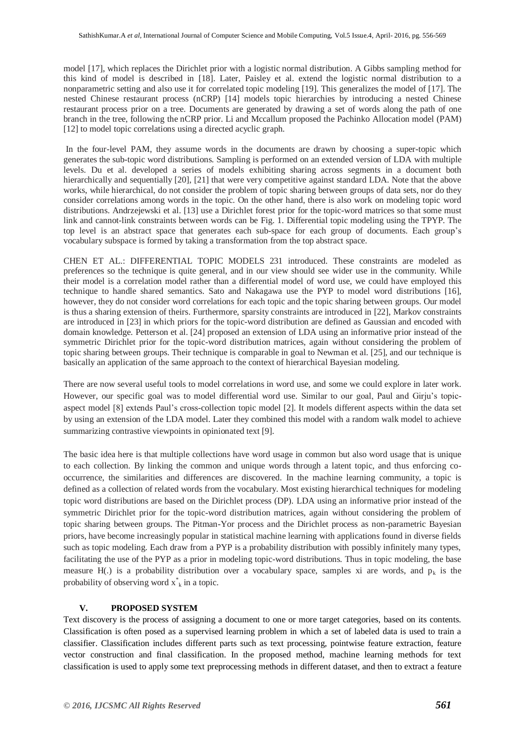model [17], which replaces the Dirichlet prior with a logistic normal distribution. A Gibbs sampling method for this kind of model is described in [18]. Later, Paisley et al. extend the logistic normal distribution to a nonparametric setting and also use it for correlated topic modeling [19]. This generalizes the model of [17]. The nested Chinese restaurant process (nCRP) [14] models topic hierarchies by introducing a nested Chinese restaurant process prior on a tree. Documents are generated by drawing a set of words along the path of one branch in the tree, following the nCRP prior. Li and Mccallum proposed the Pachinko Allocation model (PAM) [12] to model topic correlations using a directed acyclic graph.

In the four-level PAM, they assume words in the documents are drawn by choosing a super-topic which generates the sub-topic word distributions. Sampling is performed on an extended version of LDA with multiple levels. Du et al. developed a series of models exhibiting sharing across segments in a document both hierarchically and sequentially [20], [21] that were very competitive against standard LDA. Note that the above works, while hierarchical, do not consider the problem of topic sharing between groups of data sets, nor do they consider correlations among words in the topic. On the other hand, there is also work on modeling topic word distributions. Andrzejewski et al. [13] use a Dirichlet forest prior for the topic-word matrices so that some must link and cannot-link constraints between words can be Fig. 1. Differential topic modeling using the TPYP. The top level is an abstract space that generates each sub-space for each group of documents. Each group's vocabulary subspace is formed by taking a transformation from the top abstract space.

CHEN ET AL.: DIFFERENTIAL TOPIC MODELS 231 introduced. These constraints are modeled as preferences so the technique is quite general, and in our view should see wider use in the community. While their model is a correlation model rather than a differential model of word use, we could have employed this technique to handle shared semantics. Sato and Nakagawa use the PYP to model word distributions [16], however, they do not consider word correlations for each topic and the topic sharing between groups. Our model is thus a sharing extension of theirs. Furthermore, sparsity constraints are introduced in [22], Markov constraints are introduced in [23] in which priors for the topic-word distribution are defined as Gaussian and encoded with domain knowledge. Petterson et al. [24] proposed an extension of LDA using an informative prior instead of the symmetric Dirichlet prior for the topic-word distribution matrices, again without considering the problem of topic sharing between groups. Their technique is comparable in goal to Newman et al. [25], and our technique is basically an application of the same approach to the context of hierarchical Bayesian modeling.

There are now several useful tools to model correlations in word use, and some we could explore in later work. However, our specific goal was to model differential word use. Similar to our goal, Paul and Girju's topic-aspect model [8] extends Paul's cross-collection topic model [2]. It models different aspects within the data set by using an extension of the LDA model. Later they combined this model with a random walk model to achieve summarizing contrastive viewpoints in opinionated text [9].

The basic idea here is that multiple collections have word usage in common but also word usage that is unique to each collection. By linking the common and unique words through a latent topic, and thus enforcing co-occurrence, the similarities and differences are discovered. In the machine learning community, a topic is defined as a collection of related words from the vocabulary. Most existing hierarchical techniques for modeling topic word distributions are based on the Dirichlet process (DP). LDA using an informative prior instead of the symmetric Dirichlet prior for the topic-word distribution matrices, again without considering the problem of topic sharing between groups. The Pitman-Yor process and the Dirichlet process as non-parametric Bayesian priors, have become increasingly popular in statistical machine learning with applications found in diverse fields such as topic modeling. Each draw from a PYP is a probability distribution with possibly infinitely many types, facilitating the use of the PYP as a prior in modeling topic-word distributions. Thus in topic modeling, the base measure H(.) is a probability distribution over a vocabulary space, samples xi are words, and $p_k$ is the probability of observing word $x^*_k$ in a topic.

## V. PROPOSED SYSTEM

Text discovery is the process of assigning a document to one or more target categories, based on its contents. Classification is often posed as a supervised learning problem in which a set of labeled data is used to train a classifier. Classification includes different parts such as text processing, pointwise feature extraction, feature vector construction and final classification. In the proposed method, machine learning methods for text classification is used to apply some text preprocessing methods in different dataset, and then to extract a feature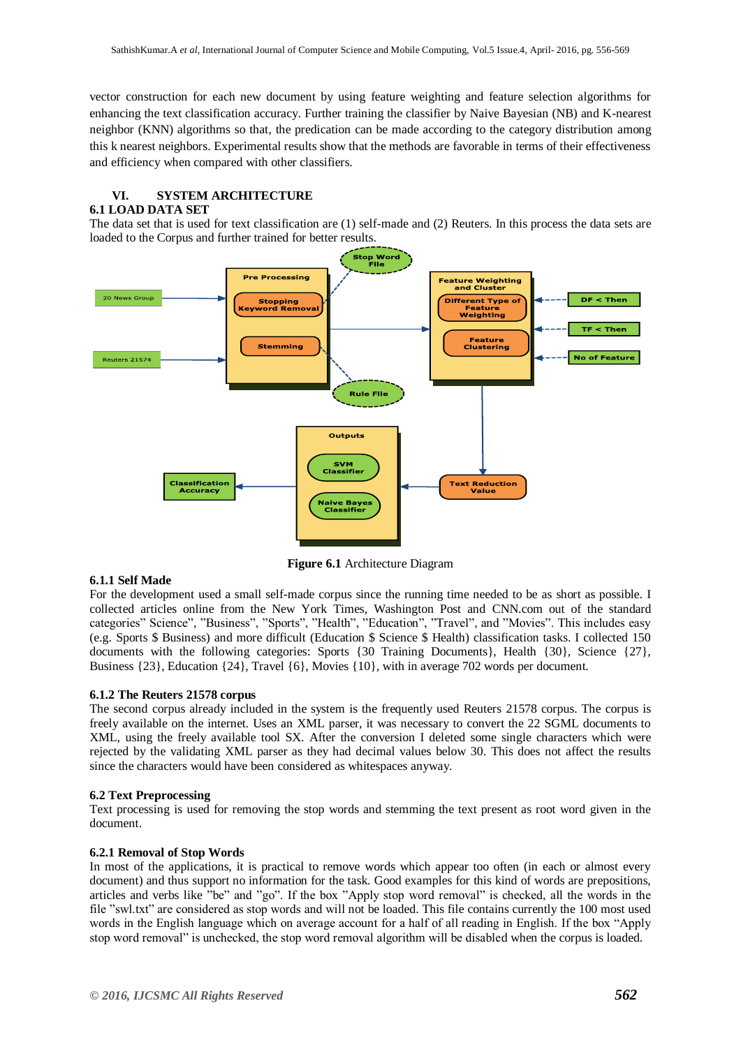vector construction for each new document by using feature weighting and feature selection algorithms for enhancing the text classification accuracy. Further training the classifier by Naive Bayesian (NB) and K-nearest neighbor (KNN) algorithms so that, the predication can be made according to the category distribution among this k nearest neighbors. Experimental results show that the methods are favorable in terms of their effectiveness and efficiency when compared with other classifiers.

## VI. SYSTEM ARCHITECTURE

### 6.1 LOAD DATA SET

The data set that is used for text classification are (1) self-made and (2) Reuters. In this process the data sets are loaded to the Corpus and further trained for better results.

**Figure 6.1** Architecture Diagram

### 6.1.1 Self Made

For the development used a small self-made corpus since the running time needed to be as short as possible. I collected articles online from the New York Times, Washington Post and CNN.com out of the standard categories" Science", "Business", "Sports", "Health", "Education", "Travel", and "Movies". This includes easy (e.g. Sports $ Business) and more difficult (Education $ Science $ Health) classification tasks. I collected 150 documents with the following categories: Sports {30 Training Documents}, Health {30}, Science {27}, Business {23}, Education {24}, Travel {6}, Movies {10}, with in average 702 words per document.

### 6.1.2 The Reuters 21578 corpus

The second corpus already included in the system is the frequently used Reuters 21578 corpus. The corpus is freely available on the internet. Uses an XML parser, it was necessary to convert the 22 SGML documents to XML, using the freely available tool SX. After the conversion I deleted some single characters which were rejected by the validating XML parser as they had decimal values below 30. This does not affect the results since the characters would have been considered as whitespaces anyway.

### 6.2 Text Preprocessing

Text processing is used for removing the stop words and stemming the text present as root word given in the document.

### 6.2.1 Removal of Stop Words

In most of the applications, it is practical to remove words which appear too often (in each or almost every document) and thus support no information for the task. Good examples for this kind of words are prepositions, articles and verbs like "be" and "go". If the box "Apply stop word removal" is checked, all the words in the file "swl.txt" are considered as stop words and will not be loaded. This file contains currently the 100 most used words in the English language which on average account for a half of all reading in English. If the box "Apply stop word removal" is unchecked, the stop word removal algorithm will be disabled when the corpus is loaded.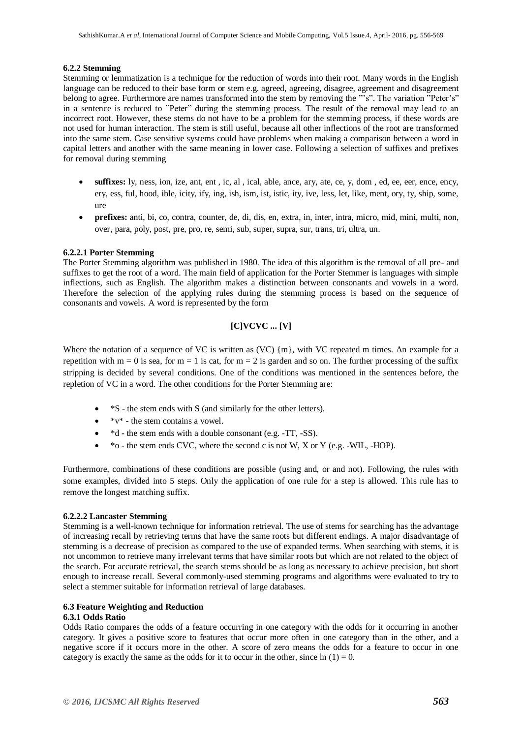#### 6.2.2 Stemming

Stemming or lemmatization is a technique for the reduction of words into their root. Many words in the English language can be reduced to their base form or stem e.g. agreed, agreeing, disagree, agreement and disagreement belong to agree. Furthermore are names transformed into the stem by removing the "'s". The variation "Peter's" in a sentence is reduced to "Peter" during the stemming process. The result of the removal may lead to an incorrect root. However, these stems do not have to be a problem for the stemming process, if these words are not used for human interaction. The stem is still useful, because all other inflections of the root are transformed into the same stem. Case sensitive systems could have problems when making a comparison between a word in capital letters and another with the same meaning in lower case. Following a selection of suffixes and prefixes for removal during stemming

- **suffixes:** ly, ness, ion, ize, ant, ent , ic, al , ical, able, ance, ary, ate, ce, y, dom , ed, ee, eer, ence, ency, ery, ess, ful, hood, ible, icity, ify, ing, ish, ism, ist, istic, ity, ive, less, let, like, ment, ory, ty, ship, some, ure
- **prefixes:** anti, bi, co, contra, counter, de, di, dis, en, extra, in, inter, intra, micro, mid, mini, multi, non, over, para, poly, post, pre, pro, re, semi, sub, super, supra, sur, trans, tri, ultra, un.

##### 6.2.2.1 Porter Stemming

The Porter Stemming algorithm was published in 1980. The idea of this algorithm is the removal of all pre- and suffixes to get the root of a word. The main field of application for the Porter Stemmer is languages with simple inflections, such as English. The algorithm makes a distinction between consonants and vowels in a word. Therefore the selection of the applying rules during the stemming process is based on the sequence of consonants and vowels. A word is represented by the form

**[C]VCVC ... [V]**

Where the notation of a sequence of VC is written as (VC) {m}, with VC repeated m times. An example for a repetition with m = 0 is sea, for m = 1 is cat, for m = 2 is garden and so on. The further processing of the suffix stripping is decided by several conditions. One of the conditions was mentioned in the sentences before, the repletion of VC in a word. The other conditions for the Porter Stemming are:

- *S - the stem ends with S (and similarly for the other letters).
- *v* - the stem contains a vowel.
- *d - the stem ends with a double consonant (e.g. -TT, -SS).
- *o - the stem ends CVC, where the second c is not W, X or Y (e.g. -WIL, -HOP).

Furthermore, combinations of these conditions are possible (using and, or and not). Following, the rules with some examples, divided into 5 steps. Only the application of one rule for a step is allowed. This rule has to remove the longest matching suffix.

##### 6.2.2.2 Lancaster Stemming

Stemming is a well-known technique for information retrieval. The use of stems for searching has the advantage of increasing recall by retrieving terms that have the same roots but different endings. A major disadvantage of stemming is a decrease of precision as compared to the use of expanded terms. When searching with stems, it is not uncommon to retrieve many irrelevant terms that have similar roots but which are not related to the object of the search. For accurate retrieval, the search stems should be as long as necessary to achieve precision, but short enough to increase recall. Several commonly-used stemming programs and algorithms were evaluated to try to select a stemmer suitable for information retrieval of large databases.

### 6.3 Feature Weighting and Reduction

#### 6.3.1 Odds Ratio

Odds Ratio compares the odds of a feature occurring in one category with the odds for it occurring in another category. It gives a positive score to features that occur more often in one category than in the other, and a negative score if it occurs more in the other. A score of zero means the odds for a feature to occur in one category is exactly the same as the odds for it to occur in the other, since $\ln(1) = 0$.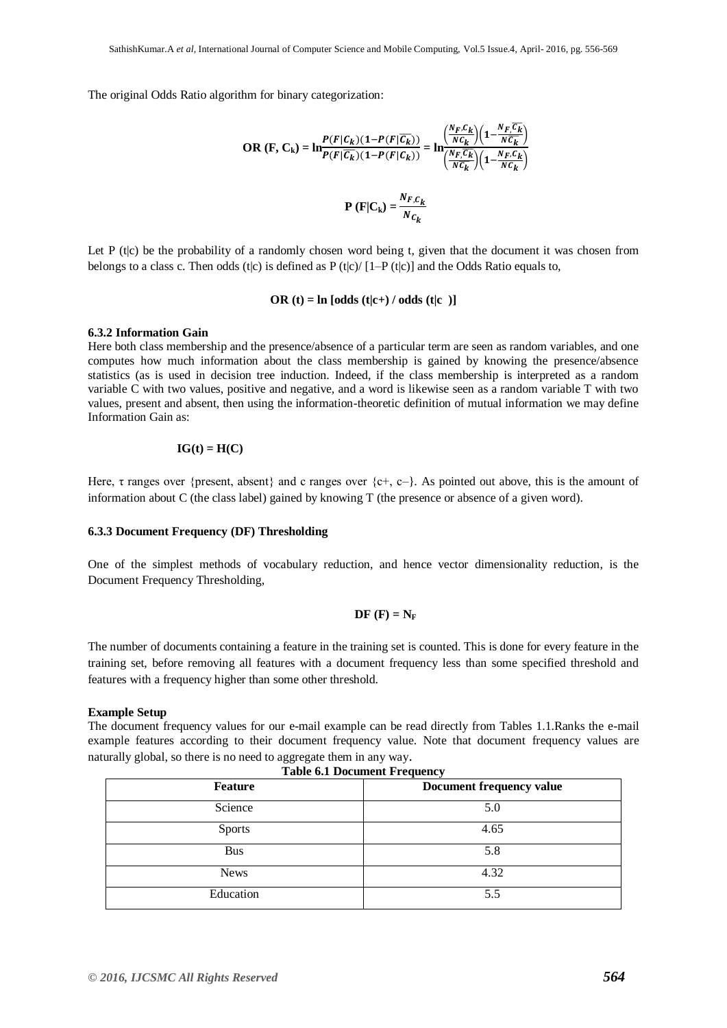The original Odds Ratio algorithm for binary categorization:

$$\textbf{OR (F, C}_\textbf{k}\textbf{)} = \ln\frac{P(F|C_k)(1-P(F|\overline{C_k}))}{P(F|\overline{C_k})(1-P(F|C_k))} = \ln\frac{\left(\frac{N_{F,C_k}}{NC_k}\right)\left(1-\frac{N_{F,\overline{C_k}}}{N\overline{C_k}}\right)}{\left(\frac{N_{F,\overline{C_k}}}{N\overline{C_k}}\right)\left(1-\frac{N_{F,C_k}}{NC_k}\right)}$$

$$\textbf{P (F|C}_\textbf{k}\textbf{)} = \frac{N_{F,C_k}}{N_{C_k}}$$

Let P (t|c) be the probability of a randomly chosen word being t, given that the document it was chosen from belongs to a class c. Then odds (t|c) is defined as P (t|c)/ [1–P (t|c)] and the Odds Ratio equals to,

**OR (t) = ln [odds (t|c+) / odds (t|c )]**

#### 6.3.2 Information Gain

Here both class membership and the presence/absence of a particular term are seen as random variables, and one computes how much information about the class membership is gained by knowing the presence/absence statistics (as is used in decision tree induction. Indeed, if the class membership is interpreted as a random variable C with two values, positive and negative, and a word is likewise seen as a random variable T with two values, present and absent, then using the information-theoretic definition of mutual information we may define Information Gain as:

**IG(t) = H(C)**

Here, τ ranges over {present, absent} and c ranges over {c+, c–}. As pointed out above, this is the amount of information about C (the class label) gained by knowing T (the presence or absence of a given word).

#### 6.3.3 Document Frequency (DF) Thresholding

One of the simplest methods of vocabulary reduction, and hence vector dimensionality reduction, is the Document Frequency Thresholding,

$$\textbf{DF (F)} = \mathbf{N_F}$$

The number of documents containing a feature in the training set is counted. This is done for every feature in the training set, before removing all features with a document frequency less than some specified threshold and features with a frequency higher than some other threshold.

**Example Setup**

The document frequency values for our e-mail example can be read directly from Tables 1.1.Ranks the e-mail example features according to their document frequency value. Note that document frequency values are naturally global, so there is no need to aggregate them in any way.

**Table 6.1 Document Frequency**

| Feature | Document frequency value |
|---|---|
| Science | 5.0 |
| Sports | 4.65 |
| Bus | 5.8 |
| News | 4.32 |
| Education | 5.5 |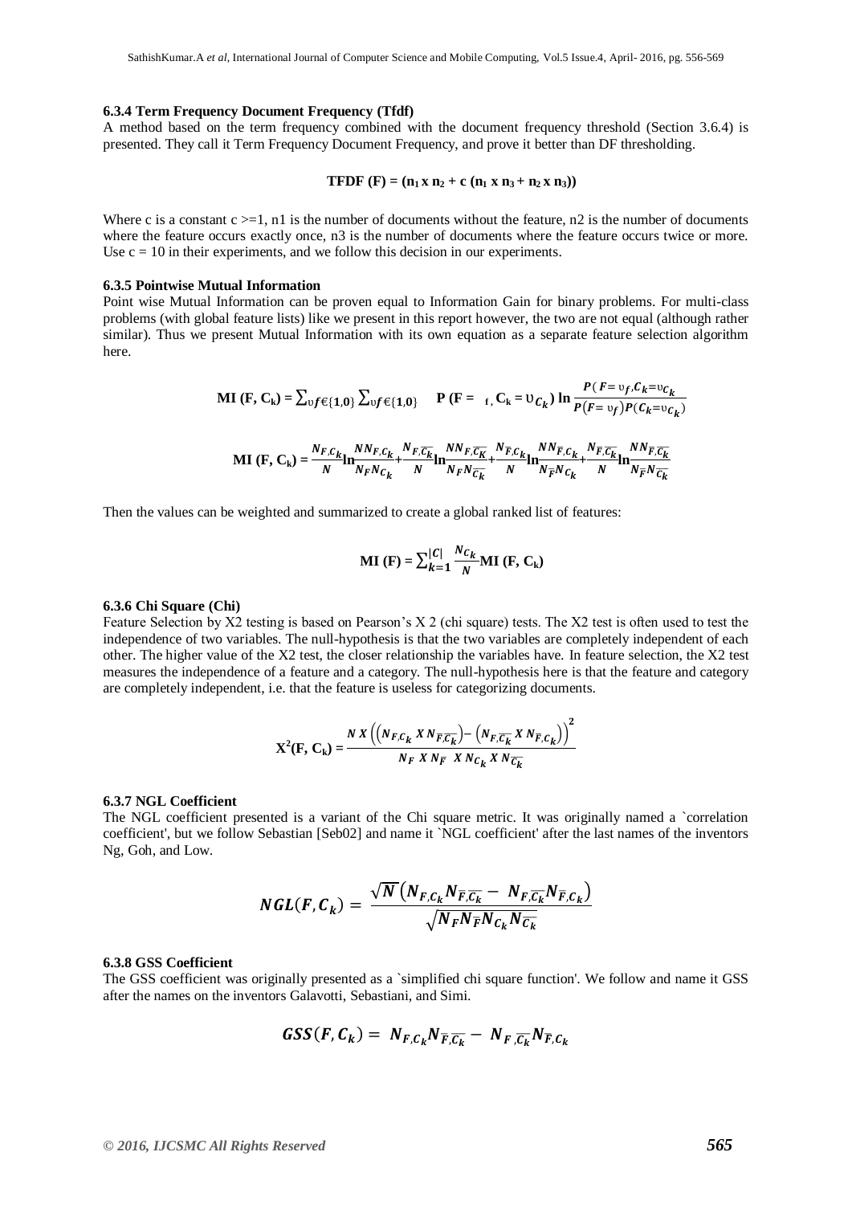#### 6.3.4 Term Frequency Document Frequency (Tfdf)

A method based on the term frequency combined with the document frequency threshold (Section 3.6.4) is presented. They call it Term Frequency Document Frequency, and prove it better than DF thresholding.

$$\textbf{TFDF (F)} = (n_1 \times n_2 + c\,(n_1 \times n_3 + n_2 \times n_3))$$

Where c is a constant c >=1, n1 is the number of documents without the feature, n2 is the number of documents where the feature occurs exactly once, n3 is the number of documents where the feature occurs twice or more. Use c = 10 in their experiments, and we follow this decision in our experiments.

#### 6.3.5 Pointwise Mutual Information

Point wise Mutual Information can be proven equal to Information Gain for binary problems. For multi-class problems (with global feature lists) like we present in this report however, the two are not equal (although rather similar). Thus we present Mutual Information with its own equation as a separate feature selection algorithm here.

$$\textbf{MI (F, C}_k\textbf{)} = \sum_{\upsilon f \in \{1,0\}} \sum_{\upsilon f \in \{1,0\}} \mathbf{P}\,(F = {}_f, C_k = \upsilon_{C_k}) \ln \frac{P(F = \upsilon_f, C_k = \upsilon_{C_k})}{P(F = \upsilon_f) P(C_k = \upsilon_{C_k})}$$

$$\textbf{MI (F, C}_k\textbf{)} = \frac{N_{F,C_k}}{N} \ln \frac{N N_{F,C_k}}{N_F N_{C_k}} + \frac{N_{F,\overline{C_k}}}{N} \ln \frac{N N_{F,\overline{C_K}}}{N_F N_{\overline{C_k}}} + \frac{N_{\overline{F},C_k}}{N} \ln \frac{N N_{\overline{F},C_k}}{N_{\overline{F}} N_{C_k}} + \frac{N_{\overline{F},\overline{C_k}}}{N} \ln \frac{N N_{\overline{F},\overline{C_k}}}{N_{\overline{F}} N_{\overline{C_k}}}$$

Then the values can be weighted and summarized to create a global ranked list of features:

$$\textbf{MI (F)} = \sum_{k=1}^{|C|} \frac{N_{C_k}}{N} \textbf{MI (F, C}_k\textbf{)}$$

#### 6.3.6 Chi Square (Chi)

Feature Selection by X2 testing is based on Pearson's X 2 (chi square) tests. The X2 test is often used to test the independence of two variables. The null-hypothesis is that the two variables are completely independent of each other. The higher value of the X2 test, the closer relationship the variables have. In feature selection, the X2 test measures the independence of a feature and a category. The null-hypothesis here is that the feature and category are completely independent, i.e. that the feature is useless for categorizing documents.

$$\mathbf{X^2(F, C_k)} = \frac{N \times \left(\left(N_{F,C_k} \times N_{\overline{F},\overline{C_k}}\right) - \left(N_{F,\overline{C_k}} \times N_{\overline{F},C_k}\right)\right)^2}{N_F \times N_{\overline{F}} \times N_{C_k} \times N_{\overline{C_k}}}$$

#### 6.3.7 NGL Coefficient

The NGL coefficient presented is a variant of the Chi square metric. It was originally named a `correlation coefficient', but we follow Sebastian [Seb02] and name it `NGL coefficient' after the last names of the inventors Ng, Goh, and Low.

$$NGL(F, C_k) = \frac{\sqrt{N}\left(N_{F,C_k} N_{\overline{F},\overline{C_k}} - N_{F,\overline{C_k}} N_{\overline{F},C_k}\right)}{\sqrt{N_F N_{\overline{F}} N_{C_k} N_{\overline{C_k}}}}$$

#### 6.3.8 GSS Coefficient

The GSS coefficient was originally presented as a `simplified chi square function'. We follow and name it GSS after the names on the inventors Galavotti, Sebastiani, and Simi.

$$GSS(F, C_k) = N_{F,C_k} N_{\overline{F},\overline{C_k}} - N_{F,\overline{C_k}} N_{\overline{F},C_k}$$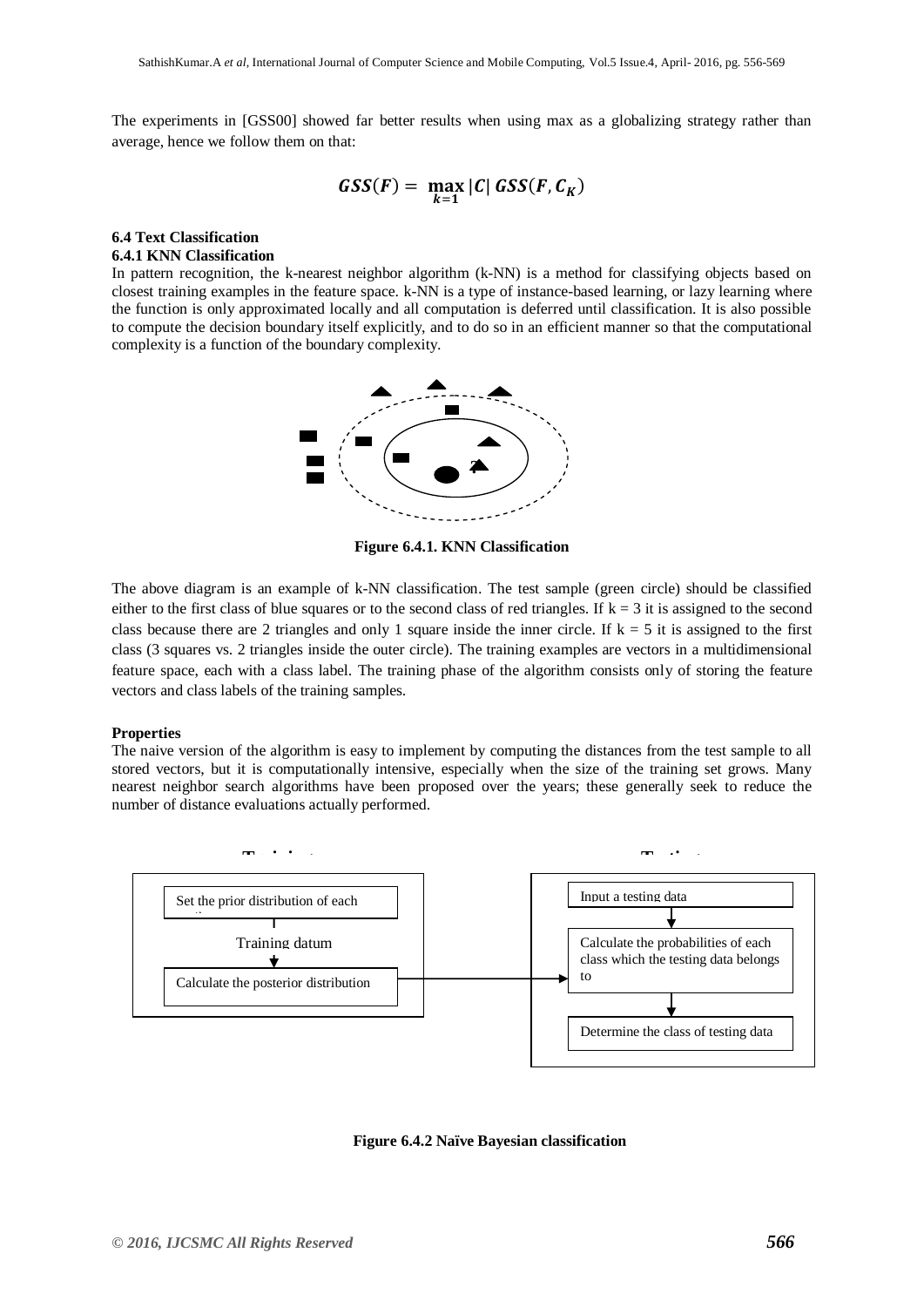The experiments in [GSS00] showed far better results when using max as a globalizing strategy rather than average, hence we follow them on that:

$$GSS(F) = \max_{k=1} |C| \, GSS(F, C_K)$$

### 6.4 Text Classification

#### 6.4.1 KNN Classification

In pattern recognition, the k-nearest neighbor algorithm (k-NN) is a method for classifying objects based on closest training examples in the feature space. k-NN is a type of instance-based learning, or lazy learning where the function is only approximated locally and all computation is deferred until classification. It is also possible to compute the decision boundary itself explicitly, and to do so in an efficient manner so that the computational complexity is a function of the boundary complexity.

**Figure 6.4.1. KNN Classification**

The above diagram is an example of k-NN classification. The test sample (green circle) should be classified either to the first class of blue squares or to the second class of red triangles. If k = 3 it is assigned to the second class because there are 2 triangles and only 1 square inside the inner circle. If k = 5 it is assigned to the first class (3 squares vs. 2 triangles inside the outer circle). The training examples are vectors in a multidimensional feature space, each with a class label. The training phase of the algorithm consists only of storing the feature vectors and class labels of the training samples.

**Properties**

The naive version of the algorithm is easy to implement by computing the distances from the test sample to all stored vectors, but it is computationally intensive, especially when the size of the training set grows. Many nearest neighbor search algorithms have been proposed over the years; these generally seek to reduce the number of distance evaluations actually performed.

Training: Set the prior distribution of each class → Training datum → Calculate the posterior distribution

Testing: Input a testing data → Calculate the probabilities of each class which the testing data belongs to → Determine the class of testing data

**Figure 6.4.2 Naïve Bayesian classification**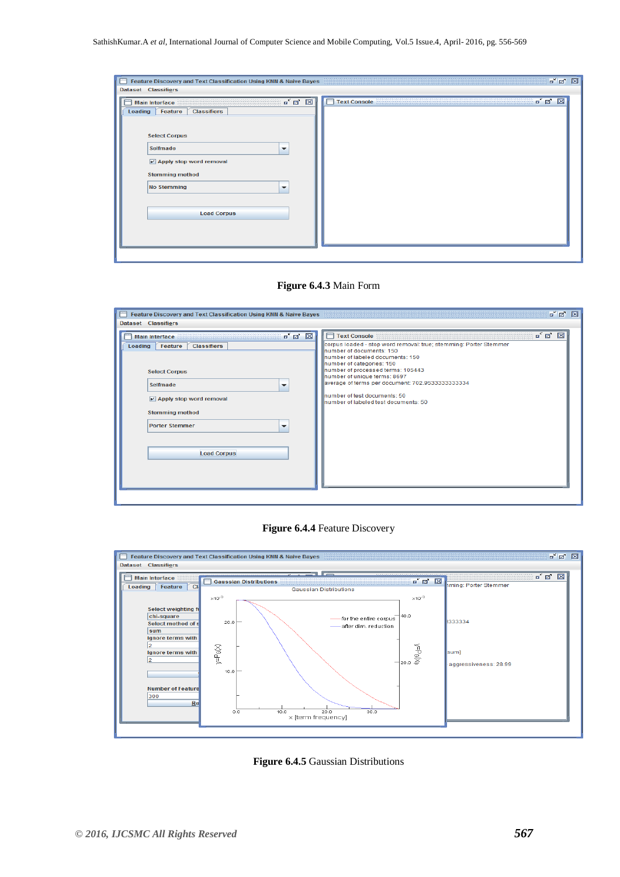**Figure 6.4.3** Main Form

**Figure 6.4.4** Feature Discovery

**Figure 6.4.5** Gaussian Distributions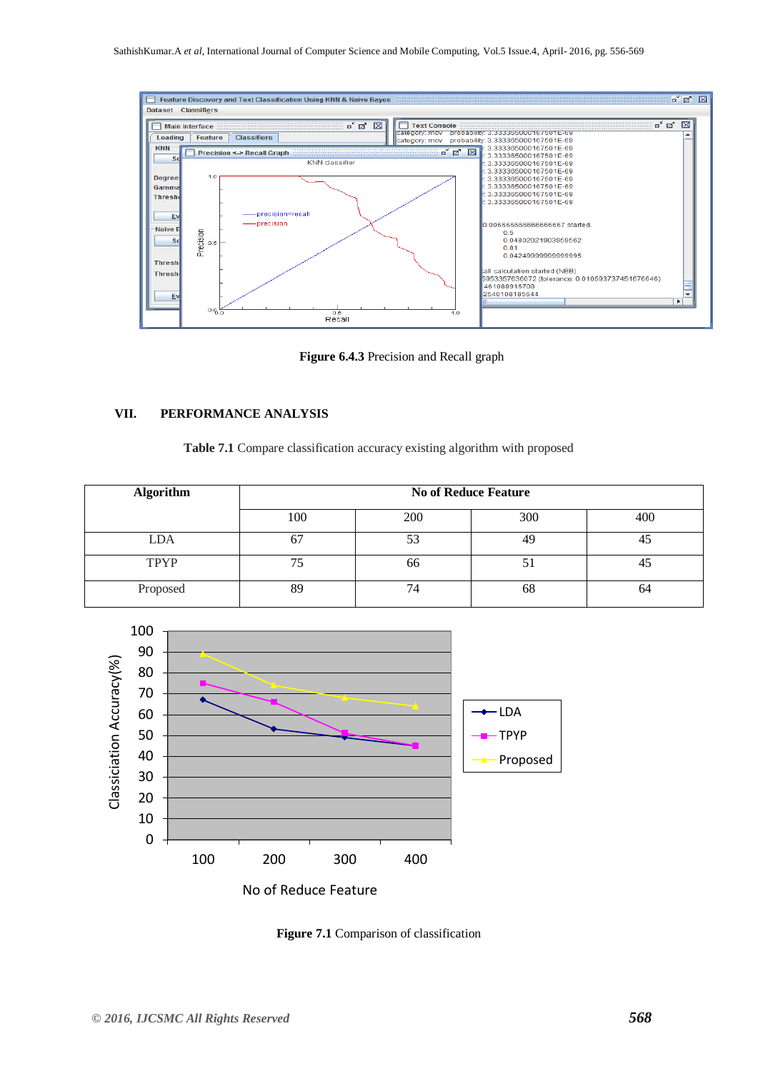**Figure 6.4.3** Precision and Recall graph

## VII. PERFORMANCE ANALYSIS

**Table 7.1** Compare classification accuracy existing algorithm with proposed

| Algorithm | No of Reduce Feature | | | |
|---|---|---|---|---|
| | 100 | 200 | 300 | 400 |
| LDA | 67 | 53 | 49 | 45 |
| TPYP | 75 | 66 | 51 | 45 |
| Proposed | 89 | 74 | 68 | 64 |

**Figure 7.1** Comparison of classification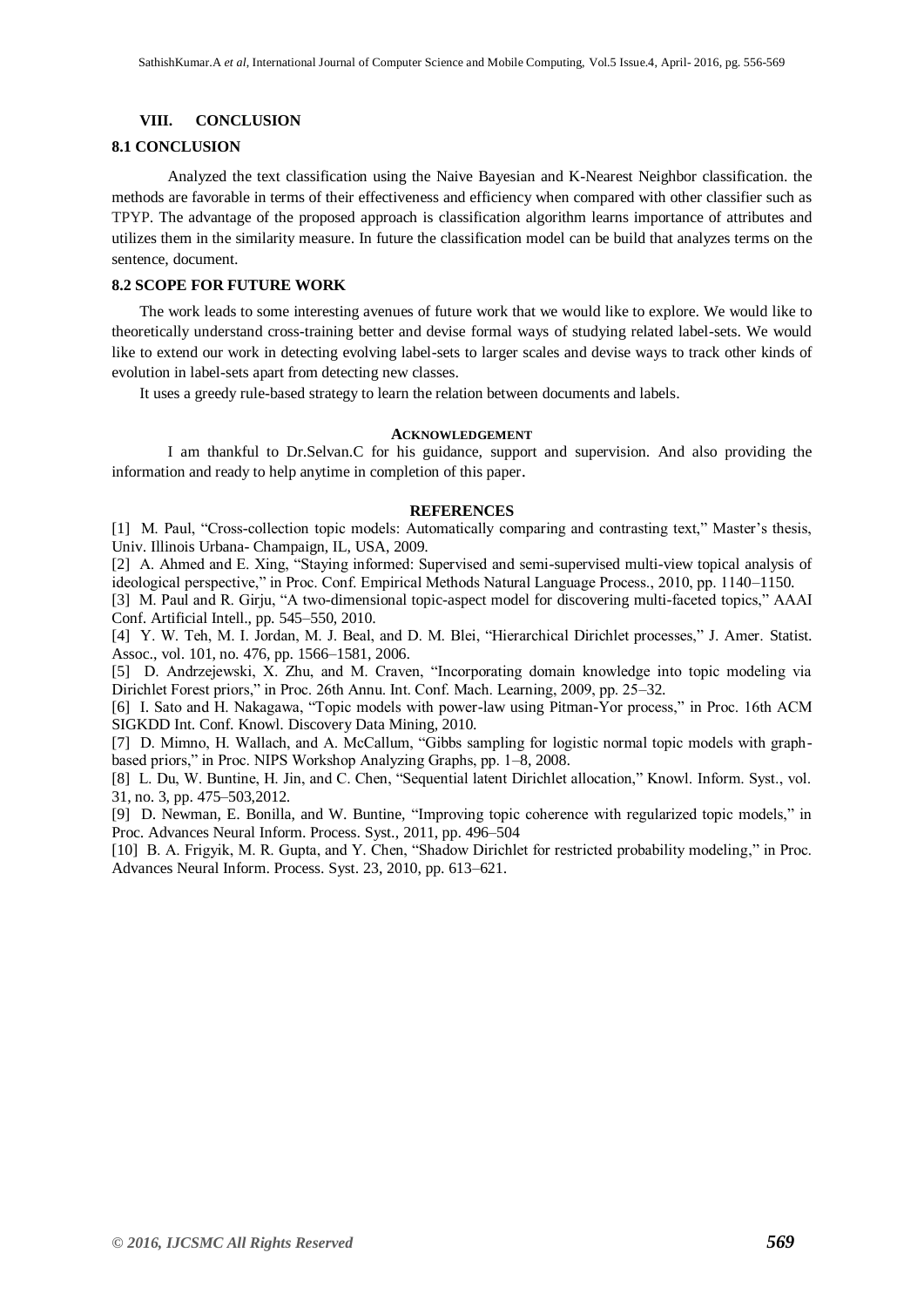## VIII. CONCLUSION

### 8.1 CONCLUSION

Analyzed the text classification using the Naive Bayesian and K-Nearest Neighbor classification. the methods are favorable in terms of their effectiveness and efficiency when compared with other classifier such as TPYP. The advantage of the proposed approach is classification algorithm learns importance of attributes and utilizes them in the similarity measure. In future the classification model can be build that analyzes terms on the sentence, document.

### 8.2 SCOPE FOR FUTURE WORK

The work leads to some interesting avenues of future work that we would like to explore. We would like to theoretically understand cross-training better and devise formal ways of studying related label-sets. We would like to extend our work in detecting evolving label-sets to larger scales and devise ways to track other kinds of evolution in label-sets apart from detecting new classes.

It uses a greedy rule-based strategy to learn the relation between documents and labels.

#### ACKNOWLEDGEMENT

I am thankful to Dr.Selvan.C for his guidance, support and supervision. And also providing the information and ready to help anytime in completion of this paper.

#### REFERENCES

[1] M. Paul, "Cross-collection topic models: Automatically comparing and contrasting text," Master's thesis, Univ. Illinois Urbana- Champaign, IL, USA, 2009.

[2] A. Ahmed and E. Xing, "Staying informed: Supervised and semi-supervised multi-view topical analysis of ideological perspective," in Proc. Conf. Empirical Methods Natural Language Process., 2010, pp. 1140–1150.

[3] M. Paul and R. Girju, "A two-dimensional topic-aspect model for discovering multi-faceted topics," AAAI Conf. Artificial Intell., pp. 545–550, 2010.

[4] Y. W. Teh, M. I. Jordan, M. J. Beal, and D. M. Blei, "Hierarchical Dirichlet processes," J. Amer. Statist. Assoc., vol. 101, no. 476, pp. 1566–1581, 2006.

[5] D. Andrzejewski, X. Zhu, and M. Craven, "Incorporating domain knowledge into topic modeling via Dirichlet Forest priors," in Proc. 26th Annu. Int. Conf. Mach. Learning, 2009, pp. 25–32.

[6] I. Sato and H. Nakagawa, "Topic models with power-law using Pitman-Yor process," in Proc. 16th ACM SIGKDD Int. Conf. Knowl. Discovery Data Mining, 2010.

[7] D. Mimno, H. Wallach, and A. McCallum, "Gibbs sampling for logistic normal topic models with graph-based priors," in Proc. NIPS Workshop Analyzing Graphs, pp. 1–8, 2008.

[8] L. Du, W. Buntine, H. Jin, and C. Chen, "Sequential latent Dirichlet allocation," Knowl. Inform. Syst., vol. 31, no. 3, pp. 475–503,2012.

[9] D. Newman, E. Bonilla, and W. Buntine, "Improving topic coherence with regularized topic models," in Proc. Advances Neural Inform. Process. Syst., 2011, pp. 496–504

[10] B. A. Frigyik, M. R. Gupta, and Y. Chen, "Shadow Dirichlet for restricted probability modeling," in Proc. Advances Neural Inform. Process. Syst. 23, 2010, pp. 613–621.